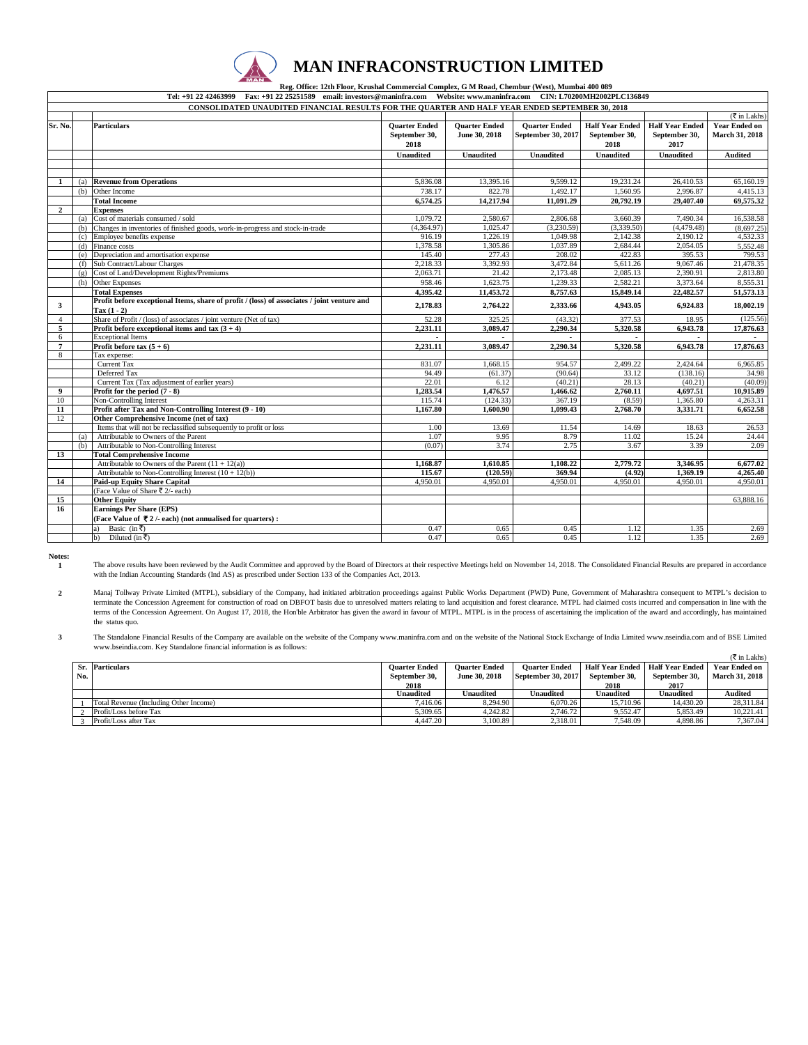# MAN INFRACONSTRUCTION LIMITED

**Reg. Office: 12th Floor, Krushal Commercial Complex, G M Road, Chembur (West), Mumbai 400 089**

**Tel: +91 22 42463999 Fax: +91 22 25251589 email: investors@maninfra.com Website: www.maninfra.com CIN: L70200MH2002PLC136849**

**CONSOLIDATED UNAUDITED FINANCIAL RESULTS FOR THE QUARTER AND HALF YEAR ENDED SEPTEMBER 30, 2018**

(₹ in Lakhs)

| Sr. No. | | Particulars | Quarter Ended September 30, 2018 | Quarter Ended June 30, 2018 | Quarter Ended September 30, 2017 | Half Year Ended September 30, 2018 | Half Year Ended September 30, 2017 | Year Ended on March 31, 2018 |
|---|---|---|---|---|---|---|---|---|
| | | | Unaudited | Unaudited | Unaudited | Unaudited | Unaudited | Audited |
| 1 | (a) | **Revenue from Operations** | 5,836.08 | 13,395.16 | 9,599.12 | 19,231.24 | 26,410.53 | 65,160.19 |
| | (b) | Other Income | 738.17 | 822.78 | 1,492.17 | 1,560.95 | 2,996.87 | 4,415.13 |
| | | **Total Income** | **6,574.25** | **14,217.94** | **11,091.29** | **20,792.19** | **29,407.40** | **69,575.32** |
| 2 | | **Expenses** | | | | | | |
| | (a) | Cost of materials consumed / sold | 1,079.72 | 2,580.67 | 2,806.68 | 3,660.39 | 7,490.34 | 16,538.58 |
| | (b) | Changes in inventories of finished goods, work-in-progress and stock-in-trade | (4,364.97) | 1,025.47 | (3,230.59) | (3,339.50) | (4,479.48) | (8,697.25) |
| | (c) | Employee benefits expense | 916.19 | 1,226.19 | 1,049.98 | 2,142.38 | 2,190.12 | 4,532.33 |
| | (d) | Finance costs | 1,378.58 | 1,305.86 | 1,037.89 | 2,684.44 | 2,054.05 | 5,552.48 |
| | (e) | Depreciation and amortisation expense | 145.40 | 277.43 | 208.02 | 422.83 | 395.53 | 799.53 |
| | (f) | Sub Contract/Labour Charges | 2,218.33 | 3,392.93 | 3,472.84 | 5,611.26 | 9,067.46 | 21,478.35 |
| | (g) | Cost of Land/Development Rights/Premiums | 2,063.71 | 21.42 | 2,173.48 | 2,085.13 | 2,390.91 | 2,813.80 |
| | (h) | Other Expenses | 958.46 | 1,623.75 | 1,239.33 | 2,582.21 | 3,373.64 | 8,555.31 |
| | | **Total Expenses** | **4,395.42** | **11,453.72** | **8,757.63** | **15,849.14** | **22,482.57** | **51,573.13** |
| 3 | | **Profit before exceptional Items, share of profit / (loss) of associates / joint venture and Tax (1 - 2)** | **2,178.83** | **2,764.22** | **2,333.66** | **4,943.05** | **6,924.83** | **18,002.19** |
| 4 | | Share of Profit / (loss) of associates / joint venture (Net of tax) | 52.28 | 325.25 | (43.32) | 377.53 | 18.95 | (125.56) |
| 5 | | **Profit before exceptional items and tax (3 + 4)** | **2,231.11** | **3,089.47** | **2,290.34** | **5,320.58** | **6,943.78** | **17,876.63** |
| 6 | | Exceptional Items | - | - | - | - | - | - |
| 7 | | **Profit before tax (5 + 6)** | **2,231.11** | **3,089.47** | **2,290.34** | **5,320.58** | **6,943.78** | **17,876.63** |
| 8 | | Tax expense: | | | | | | |
| | | Current Tax | 831.07 | 1,668.15 | 954.57 | 2,499.22 | 2,424.64 | 6,965.85 |
| | | Deferred Tax | 94.49 | (61.37) | (90.64) | 33.12 | (138.16) | 34.98 |
| | | Current Tax (Tax adjustment of earlier years) | 22.01 | 6.12 | (40.21) | 28.13 | (40.21) | (40.09) |
| 9 | | **Profit for the period (7 - 8)** | **1,283.54** | **1,476.57** | **1,466.62** | **2,760.11** | **4,697.51** | **10,915.89** |
| 10 | | Non-Controlling Interest | 115.74 | (124.33) | 367.19 | (8.59) | 1,365.80 | 4,263.31 |
| 11 | | **Profit after Tax and Non-Controlling Interest (9 - 10)** | **1,167.80** | **1,600.90** | **1,099.43** | **2,768.70** | **3,331.71** | **6,652.58** |
| 12 | | **Other Comprehensive Income (net of tax)** | | | | | | |
| | | Items that will not be reclassified subsequently to profit or loss | 1.00 | 13.69 | 11.54 | 14.69 | 18.63 | 26.53 |
| | (a) | Attributable to Owners of the Parent | 1.07 | 9.95 | 8.79 | 11.02 | 15.24 | 24.44 |
| | (b) | Attributable to Non-Controlling Interest | (0.07) | 3.74 | 2.75 | 3.67 | 3.39 | 2.09 |
| 13 | | **Total Comprehensive Income** | | | | | | |
| | | Attributable to Owners of the Parent (11 + 12(a)) | **1,168.87** | **1,610.85** | **1,108.22** | **2,779.72** | **3,346.95** | **6,677.02** |
| | | Attributable to Non-Controlling Interest (10 + 12(b)) | **115.67** | **(120.59)** | **369.94** | **(4.92)** | **1,369.19** | **4,265.40** |
| 14 | | **Paid-up Equity Share Capital** | 4,950.01 | 4,950.01 | 4,950.01 | 4,950.01 | 4,950.01 | 4,950.01 |
| | | (Face Value of Share ₹ 2/- each) | | | | | | |
| 15 | | **Other Equity** | | | | | | 63,888.16 |
| 16 | | **Earnings Per Share (EPS)** | | | | | | |
| | | **(Face Value of ₹ 2 /- each) (not annualised for quarters) :** | | | | | | |
| | | a) Basic (in ₹) | 0.47 | 0.65 | 0.45 | 1.12 | 1.35 | 2.69 |
| | | b) Diluted (in ₹) | 0.47 | 0.65 | 0.45 | 1.12 | 1.35 | 2.69 |

**Notes:**

1. The above results have been reviewed by the Audit Committee and approved by the Board of Directors at their respective Meetings held on November 14, 2018. The Consolidated Financial Results are prepared in accordance with the Indian Accounting Standards (Ind AS) as prescribed under Section 133 of the Companies Act, 2013.

2. Manaj Tollway Private Limited (MTPL), subsidiary of the Company, had initiated arbitration proceedings against Public Works Department (PWD) Pune, Government of Maharashtra consequent to MTPL's decision to terminate the Concession Agreement for construction of road on DBFOT basis due to unresolved matters relating to land acquisition and forest clearance. MTPL had claimed costs incurred and compensation in line with the terms of the Concession Agreement. On August 17, 2018, the Hon'ble Arbitrator has given the award in favour of MTPL. MTPL is in the process of ascertaining the implication of the award and accordingly, has maintained the status quo.

3. The Standalone Financial Results of the Company are available on the website of the Company www.maninfra.com and on the website of the National Stock Exchange of India Limited www.nseindia.com and of BSE Limited www.bseindia.com. Key Standalone financial information is as follows:

(₹ in Lakhs)

| Sr. No. | Particulars | Quarter Ended September 30, 2018 | Quarter Ended June 30, 2018 | Quarter Ended September 30, 2017 | Half Year Ended September 30, 2018 | Half Year Ended September 30, 2017 | Year Ended on March 31, 2018 |
|---|---|---|---|---|---|---|---|
| | | Unaudited | Unaudited | Unaudited | Unaudited | Unaudited | Audited |
| 1 | Total Revenue (Including Other Income) | 7,416.06 | 8,294.90 | 6,070.26 | 15,710.96 | 14,430.20 | 28,311.84 |
| 2 | Profit/Loss before Tax | 5,309.65 | 4,242.82 | 2,746.72 | 9,552.47 | 5,853.49 | 10,221.41 |
| 3 | Profit/Loss after Tax | 4,447.20 | 3,100.89 | 2,318.01 | 7,548.09 | 4,898.86 | 7,367.04 |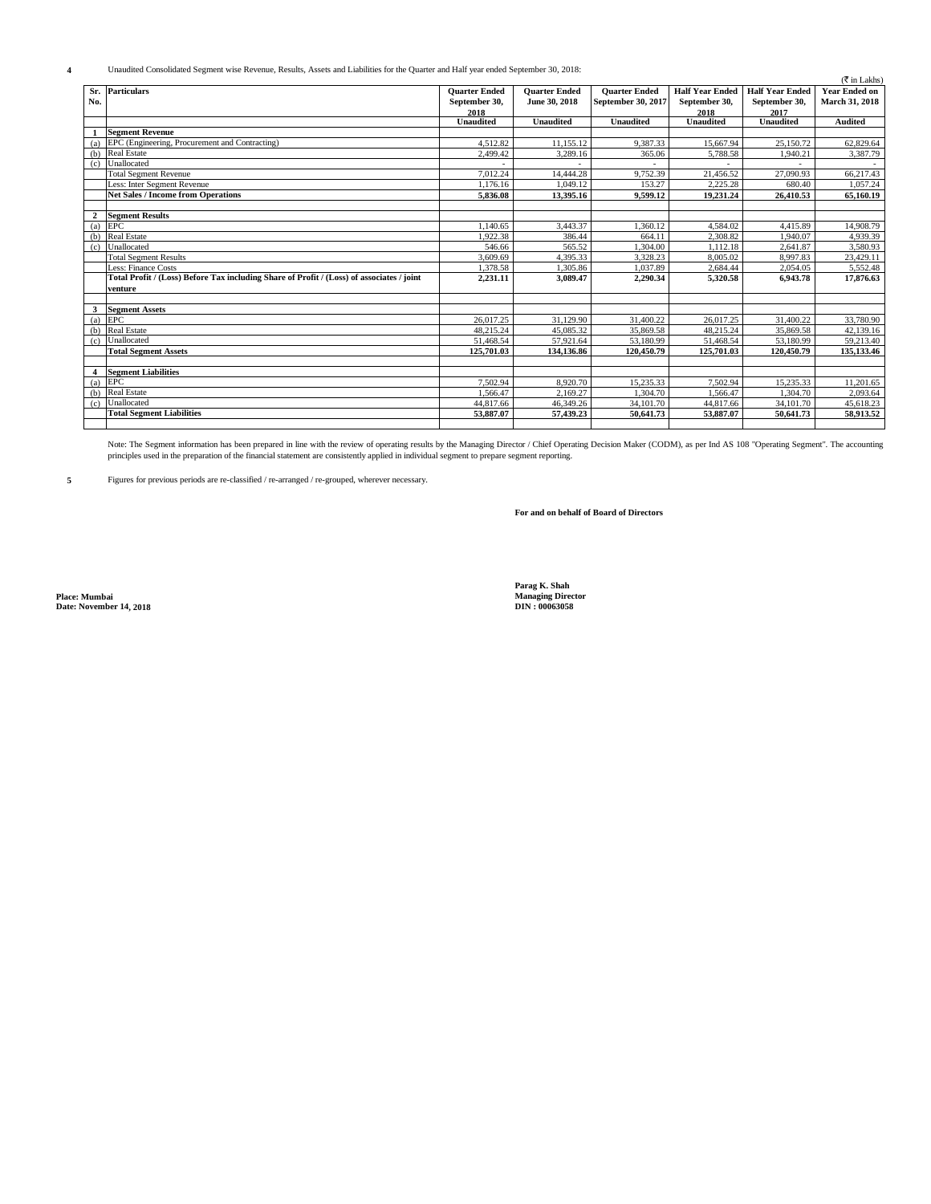4 Unaudited Consolidated Segment wise Revenue, Results, Assets and Liabilities for the Quarter and Half year ended September 30, 2018:

(₹ in Lakhs)

| Sr. No. | Particulars | Quarter Ended September 30, 2018 | Quarter Ended June 30, 2018 | Quarter Ended September 30, 2017 | Half Year Ended September 30, 2018 | Half Year Ended September 30, 2017 | Year Ended on March 31, 2018 |
|---|---|---|---|---|---|---|---|
| | | Unaudited | Unaudited | Unaudited | Unaudited | Unaudited | Audited |
| 1 | **Segment Revenue** | | | | | | |
| (a) | EPC (Engineering, Procurement and Contracting) | 4,512.82 | 11,155.12 | 9,387.33 | 15,667.94 | 25,150.72 | 62,829.64 |
| (b) | Real Estate | 2,499.42 | 3,289.16 | 365.06 | 5,788.58 | 1,940.21 | 3,387.79 |
| (c) | Unallocated | - | - | - | - | - | - |
| | Total Segment Revenue | 7,012.24 | 14,444.28 | 9,752.39 | 21,456.52 | 27,090.93 | 66,217.43 |
| | Less: Inter Segment Revenue | 1,176.16 | 1,049.12 | 153.27 | 2,225.28 | 680.40 | 1,057.24 |
| | **Net Sales / Income from Operations** | **5,836.08** | **13,395.16** | **9,599.12** | **19,231.24** | **26,410.53** | **65,160.19** |
| 2 | **Segment Results** | | | | | | |
| (a) | EPC | 1,140.65 | 3,443.37 | 1,360.12 | 4,584.02 | 4,415.89 | 14,908.79 |
| (b) | Real Estate | 1,922.38 | 386.44 | 664.11 | 2,308.82 | 1,940.07 | 4,939.39 |
| (c) | Unallocated | 546.66 | 565.52 | 1,304.00 | 1,112.18 | 2,641.87 | 3,580.93 |
| | Total Segment Results | 3,609.69 | 4,395.33 | 3,328.23 | 8,005.02 | 8,997.83 | 23,429.11 |
| | Less: Finance Costs | 1,378.58 | 1,305.86 | 1,037.89 | 2,684.44 | 2,054.05 | 5,552.48 |
| | **Total Profit / (Loss) Before Tax including Share of Profit / (Loss) of associates / joint venture** | **2,231.11** | **3,089.47** | **2,290.34** | **5,320.58** | **6,943.78** | **17,876.63** |
| 3 | **Segment Assets** | | | | | | |
| (a) | EPC | 26,017.25 | 31,129.90 | 31,400.22 | 26,017.25 | 31,400.22 | 33,780.90 |
| (b) | Real Estate | 48,215.24 | 45,085.32 | 35,869.58 | 48,215.24 | 35,869.58 | 42,139.16 |
| (c) | Unallocated | 51,468.54 | 57,921.64 | 53,180.99 | 51,468.54 | 53,180.99 | 59,213.40 |
| | **Total Segment Assets** | **125,701.03** | **134,136.86** | **120,450.79** | **125,701.03** | **120,450.79** | **135,133.46** |
| 4 | **Segment Liabilities** | | | | | | |
| (a) | EPC | 7,502.94 | 8,920.70 | 15,235.33 | 7,502.94 | 15,235.33 | 11,201.65 |
| (b) | Real Estate | 1,566.47 | 2,169.27 | 1,304.70 | 1,566.47 | 1,304.70 | 2,093.64 |
| (c) | Unallocated | 44,817.66 | 46,349.26 | 34,101.70 | 44,817.66 | 34,101.70 | 45,618.23 |
| | **Total Segment Liabilities** | **53,887.07** | **57,439.23** | **50,641.73** | **53,887.07** | **50,641.73** | **58,913.52** |

Note: The Segment information has been prepared in line with the review of operating results by the Managing Director / Chief Operating Decision Maker (CODM), as per Ind AS 108 "Operating Segment". The accounting principles used in the preparation of the financial statement are consistently applied in individual segment to prepare segment reporting.

5 Figures for previous periods are re-classified / re-arranged / re-grouped, wherever necessary.

**For and on behalf of Board of Directors**

**Parag K. Shah**
**Managing Director**
**DIN : 00063058**

**Place: Mumbai**
**Date: November 14, 2018**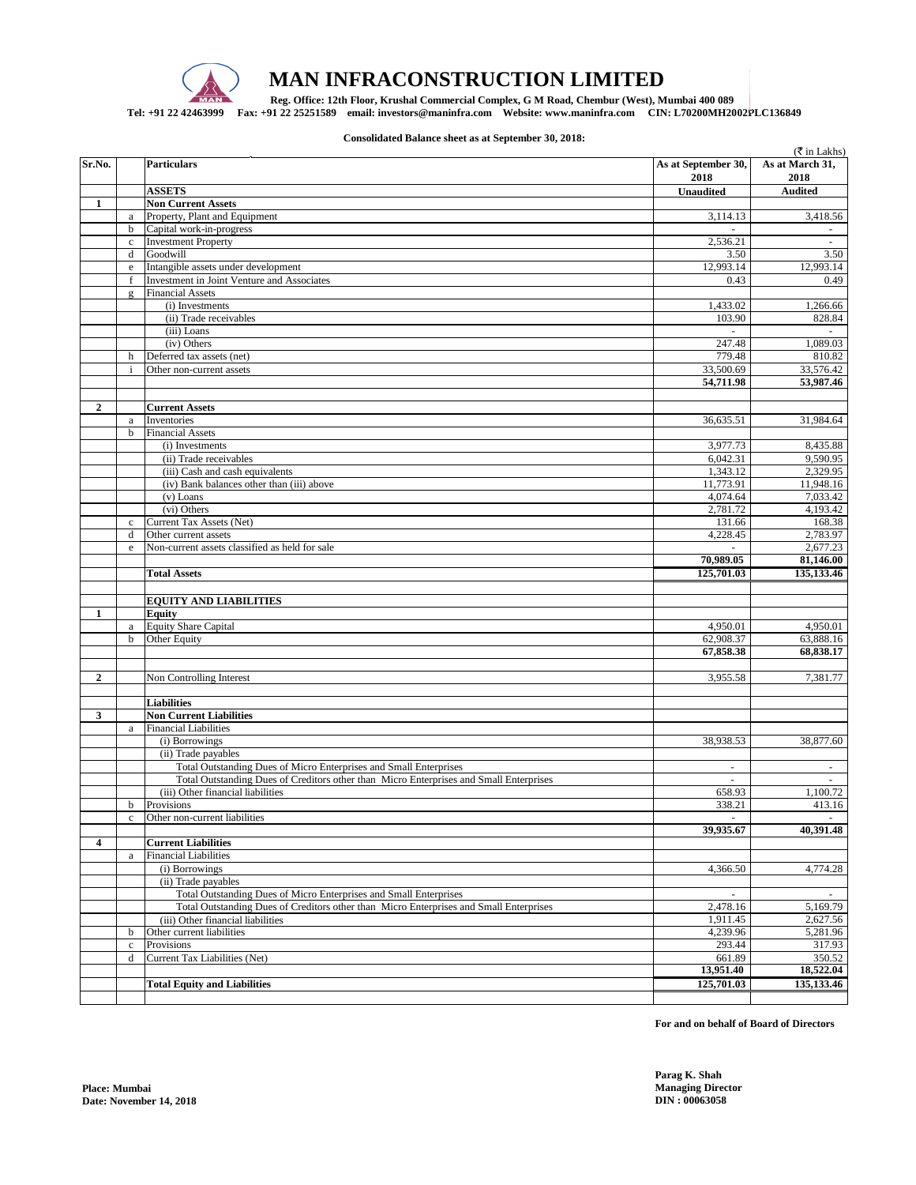# MAN INFRACONSTRUCTION LIMITED

**Reg. Office: 12th Floor, Krushal Commercial Complex, G M Road, Chembur (West), Mumbai 400 089**

**Tel: +91 22 42463999 Fax: +91 22 25251589 email: investors@maninfra.com Website: www.maninfra.com CIN: L70200MH2002PLC136849**

**Consolidated Balance sheet as at September 30, 2018:**

(₹ in Lakhs)

| Sr.No. | | Particulars | As at September 30, 2018 | As at March 31, 2018 |
|---|---|---|---|---|
| | | **ASSETS** | **Unaudited** | **Audited** |
| **1** | | **Non Current Assets** | | |
| | a | Property, Plant and Equipment | 3,114.13 | 3,418.56 |
| | b | Capital work-in-progress | - | - |
| | c | Investment Property | 2,536.21 | - |
| | d | Goodwill | 3.50 | 3.50 |
| | e | Intangible assets under development | 12,993.14 | 12,993.14 |
| | f | Investment in Joint Venture and Associates | 0.43 | 0.49 |
| | g | Financial Assets | | |
| | | (i) Investments | 1,433.02 | 1,266.66 |
| | | (ii) Trade receivables | 103.90 | 828.84 |
| | | (iii) Loans | - | - |
| | | (iv) Others | 247.48 | 1,089.03 |
| | h | Deferred tax assets (net) | 779.48 | 810.82 |
| | i | Other non-current assets | 33,500.69 | 33,576.42 |
| | | | **54,711.98** | **53,987.46** |
| **2** | | **Current Assets** | | |
| | a | Inventories | 36,635.51 | 31,984.64 |
| | b | Financial Assets | | |
| | | (i) Investments | 3,977.73 | 8,435.88 |
| | | (ii) Trade receivables | 6,042.31 | 9,590.95 |
| | | (iii) Cash and cash equivalents | 1,343.12 | 2,329.95 |
| | | (iv) Bank balances other than (iii) above | 11,773.91 | 11,948.16 |
| | | (v) Loans | 4,074.64 | 7,033.42 |
| | | (vi) Others | 2,781.72 | 4,193.42 |
| | c | Current Tax Assets (Net) | 131.66 | 168.38 |
| | d | Other current assets | 4,228.45 | 2,783.97 |
| | e | Non-current assets classified as held for sale | - | 2,677.23 |
| | | | **70,989.05** | **81,146.00** |
| | | **Total Assets** | **125,701.03** | **135,133.46** |
| | | **EQUITY AND LIABILITIES** | | |
| **1** | | **Equity** | | |
| | a | Equity Share Capital | 4,950.01 | 4,950.01 |
| | b | Other Equity | 62,908.37 | 63,888.16 |
| | | | **67,858.38** | **68,838.17** |
| **2** | | Non Controlling Interest | 3,955.58 | 7,381.77 |
| | | **Liabilities** | | |
| **3** | | **Non Current Liabilities** | | |
| | a | Financial Liabilities | | |
| | | (i) Borrowings | 38,938.53 | 38,877.60 |
| | | (ii) Trade payables | | |
| | | Total Outstanding Dues of Micro Enterprises and Small Enterprises | - | - |
| | | Total Outstanding Dues of Creditors other than Micro Enterprises and Small Enterprises | - | - |
| | | (iii) Other financial liabilities | 658.93 | 1,100.72 |
| | b | Provisions | 338.21 | 413.16 |
| | c | Other non-current liabilities | - | - |
| | | | **39,935.67** | **40,391.48** |
| **4** | | **Current Liabilities** | | |
| | a | Financial Liabilities | | |
| | | (i) Borrowings | 4,366.50 | 4,774.28 |
| | | (ii) Trade payables | | |
| | | Total Outstanding Dues of Micro Enterprises and Small Enterprises | - | - |
| | | Total Outstanding Dues of Creditors other than Micro Enterprises and Small Enterprises | 2,478.16 | 5,169.79 |
| | | (iii) Other financial liabilities | 1,911.45 | 2,627.56 |
| | b | Other current liabilities | 4,239.96 | 5,281.96 |
| | c | Provisions | 293.44 | 317.93 |
| | d | Current Tax Liabilities (Net) | 661.89 | 350.52 |
| | | | **13,951.40** | **18,522.04** |
| | | **Total Equity and Liabilities** | **125,701.03** | **135,133.46** |

**For and on behalf of Board of Directors**

**Place: Mumbai**
**Date: November 14, 2018**

**Parag K. Shah**
**Managing Director**
**DIN : 00063058**